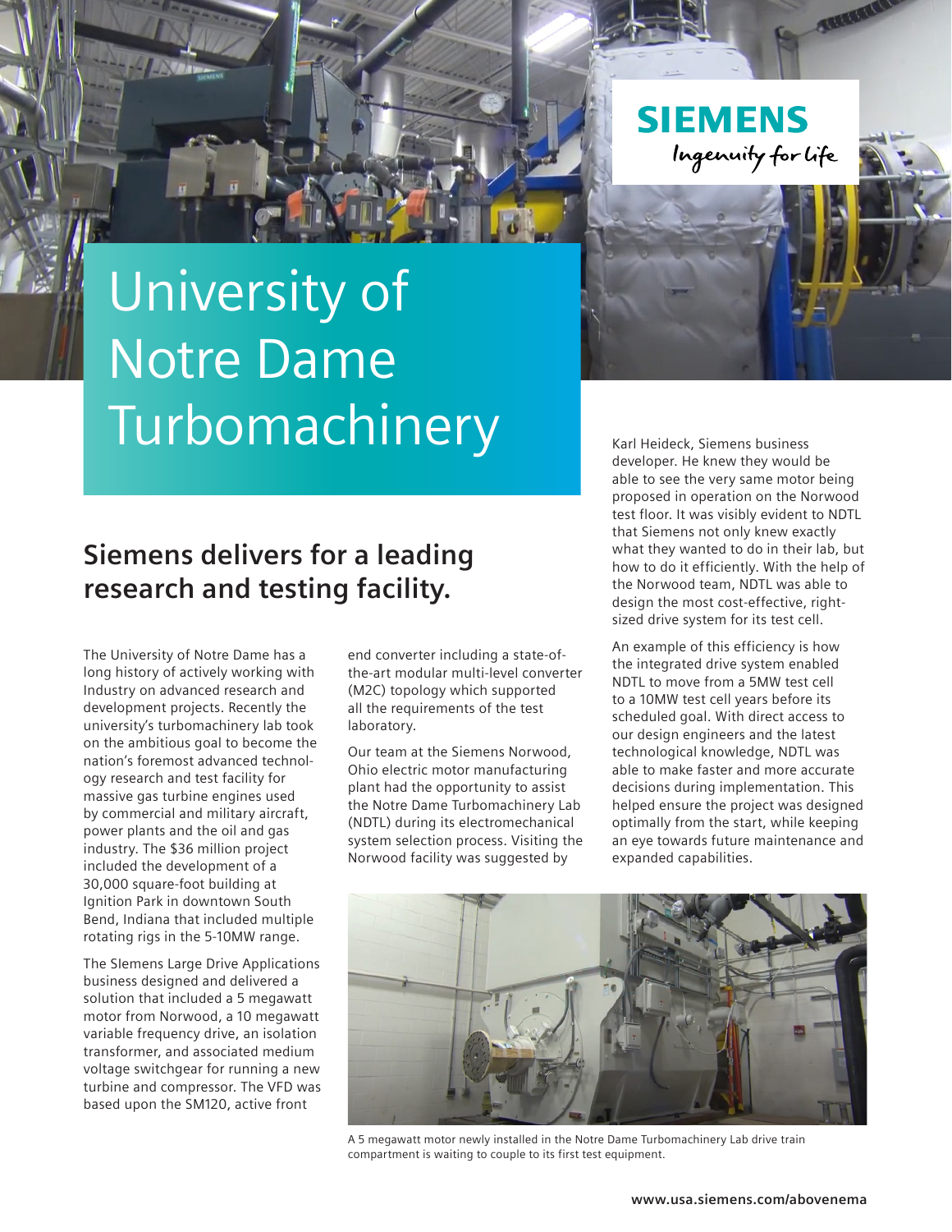SIEMENS

Ingenuity for life

# University of Notre Dame Turbomachinery

## Siemens delivers for a leading research and testing facility.

The University of Notre Dame has a long history of actively working with Industry on advanced research and development projects. Recently the university's turbomachinery lab took on the ambitious goal to become the nation's foremost advanced technology research and test facility for massive gas turbine engines used by commercial and military aircraft, power plants and the oil and gas industry. The $36 million project included the development of a 30,000 square-foot building at Ignition Park in downtown South Bend, Indiana that included multiple rotating rigs in the 5-10MW range.

The SIemens Large Drive Applications business designed and delivered a solution that included a 5 megawatt motor from Norwood, a 10 megawatt variable frequency drive, an isolation transformer, and associated medium voltage switchgear for running a new turbine and compressor. The VFD was based upon the SM120, active front end converter including a state-of-the-art modular multi-level converter (M2C) topology which supported all the requirements of the test laboratory.

Our team at the Siemens Norwood, Ohio electric motor manufacturing plant had the opportunity to assist the Notre Dame Turbomachinery Lab (NDTL) during its electromechanical system selection process. Visiting the Norwood facility was suggested by Karl Heideck, Siemens business developer. He knew they would be able to see the very same motor being proposed in operation on the Norwood test floor. It was visibly evident to NDTL that Siemens not only knew exactly what they wanted to do in their lab, but how to do it efficiently. With the help of the Norwood team, NDTL was able to design the most cost-effective, right-sized drive system for its test cell.

An example of this efficiency is how the integrated drive system enabled NDTL to move from a 5MW test cell to a 10MW test cell years before its scheduled goal. With direct access to our design engineers and the latest technological knowledge, NDTL was able to make faster and more accurate decisions during implementation. This helped ensure the project was designed optimally from the start, while keeping an eye towards future maintenance and expanded capabilities.

A 5 megawatt motor newly installed in the Notre Dame Turbomachinery Lab drive train compartment is waiting to couple to its first test equipment.

www.usa.siemens.com/abovenema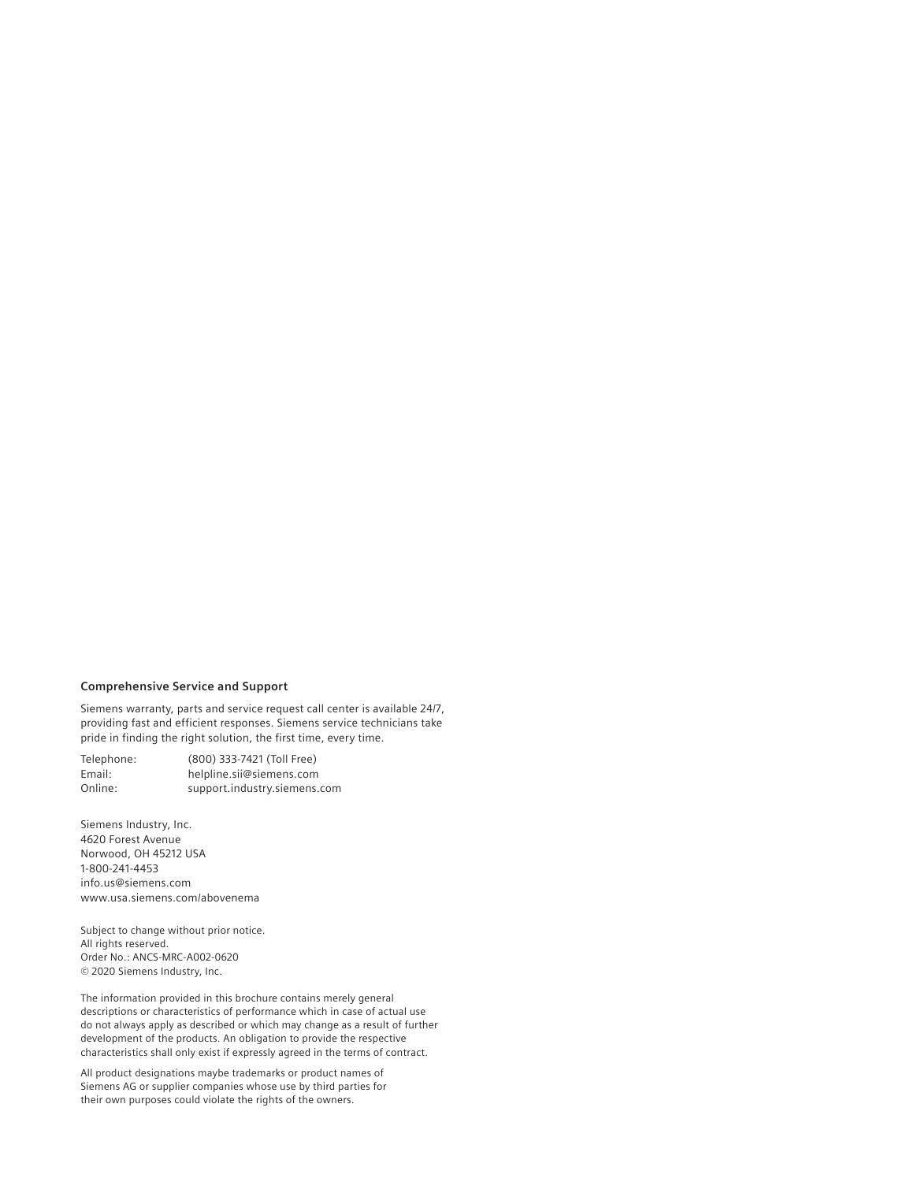**Comprehensive Service and Support**

Siemens warranty, parts and service request call center is available 24/7, providing fast and efficient responses. Siemens service technicians take pride in finding the right solution, the first time, every time.

| | |
|---|---|
| Telephone: | (800) 333-7421 (Toll Free) |
| Email: | helpline.sii@siemens.com |
| Online: | support.industry.siemens.com |

Siemens Industry, Inc.
4620 Forest Avenue
Norwood, OH 45212 USA
1-800-241-4453
info.us@siemens.com
www.usa.siemens.com/abovenema

Subject to change without prior notice.
All rights reserved.
Order No.: ANCS-MRC-A002-0620
© 2020 Siemens Industry, Inc.

The information provided in this brochure contains merely general descriptions or characteristics of performance which in case of actual use do not always apply as described or which may change as a result of further development of the products. An obligation to provide the respective characteristics shall only exist if expressly agreed in the terms of contract.

All product designations maybe trademarks or product names of Siemens AG or supplier companies whose use by third parties for their own purposes could violate the rights of the owners.